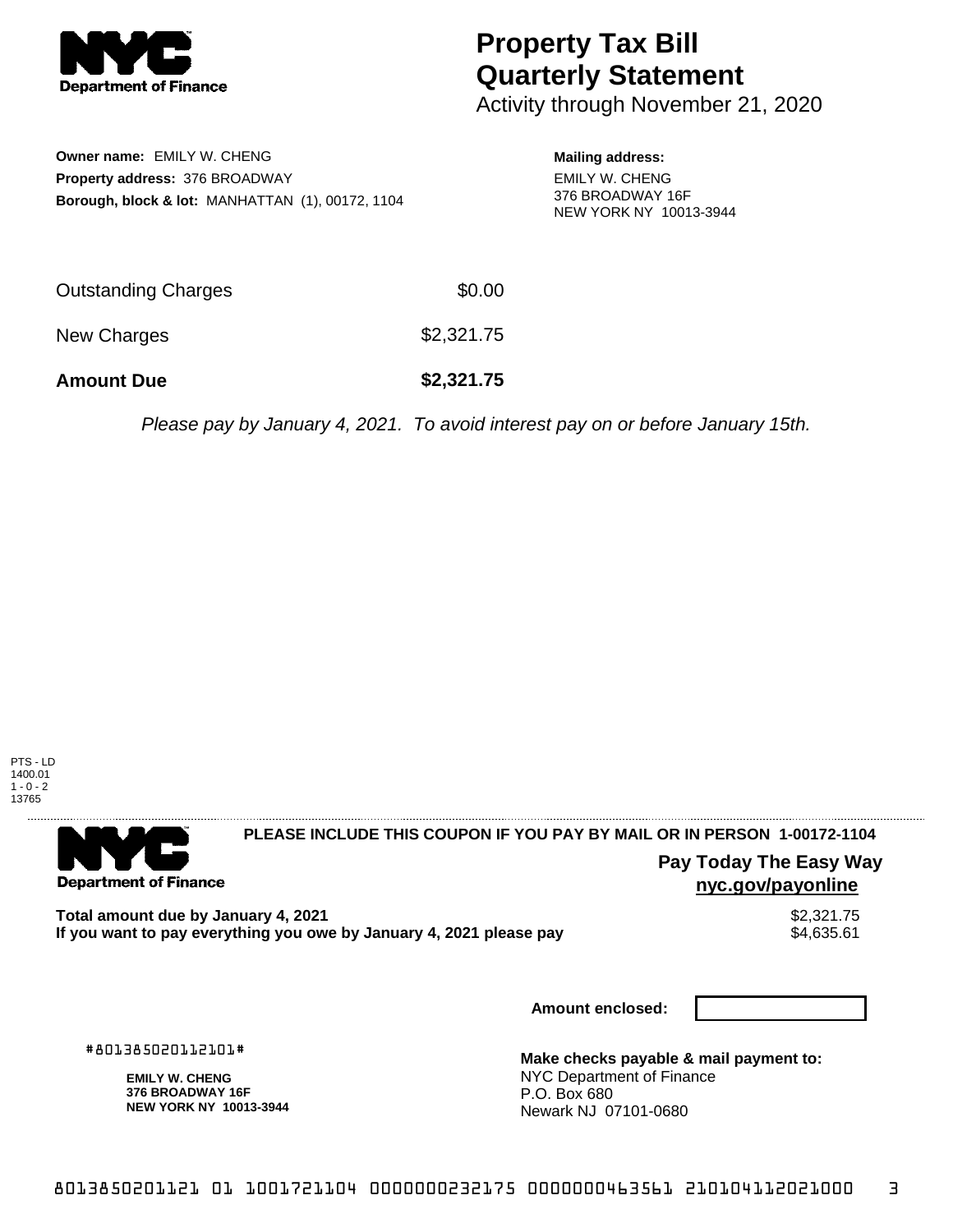**NYC Department of Finance**

# Property Tax Bill Quarterly Statement

Activity through November 21, 2020

**Owner name:** EMILY W. CHENG
**Property address:** 376 BROADWAY
**Borough, block & lot:** MANHATTAN (1), 00172, 1104

**Mailing address:**
EMILY W. CHENG
376 BROADWAY 16F
NEW YORK NY 10013-3944

| | |
|---|---|
| Outstanding Charges | $0.00 |
| New Charges | $2,321.75 |
| **Amount Due** | **$2,321.75** |

*Please pay by January 4, 2021. To avoid interest pay on or before January 15th.*

PTS - LD
1400.01
1 - 0 - 2
13765

---

**NYC Department of Finance**

**PLEASE INCLUDE THIS COUPON IF YOU PAY BY MAIL OR IN PERSON 1-00172-1104**

**Pay Today The Easy Way**
**nyc.gov/payonline**

| | |
|---|---|
| **Total amount due by January 4, 2021** | $2,321.75 |
| **If you want to pay everything you owe by January 4, 2021 please pay** | $4,635.61 |

**Amount enclosed:**

#801385020112101#

**EMILY W. CHENG**
**376 BROADWAY 16F**
**NEW YORK NY 10013-3944**

**Make checks payable & mail payment to:**
NYC Department of Finance
P.O. Box 680
Newark NJ 07101-0680

8013850201121 01 1001721104 0000000232175 000000463561 210104112021000 3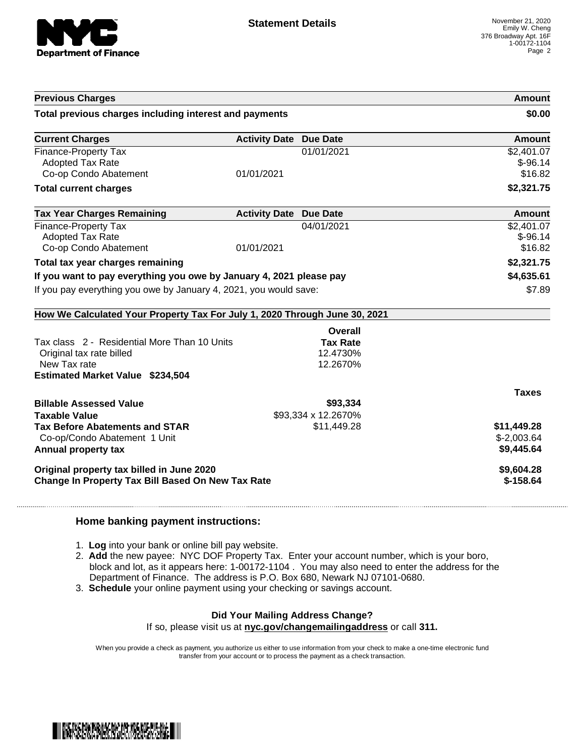**Statement Details**

November 21, 2020
Emily W. Cheng
376 Broadway Apt. 16F
1-00172-1104

| Previous Charges | | | Amount |
|---|---|---|---|
| **Total previous charges including interest and payments** | | | **$0.00** |

| Current Charges | Activity Date | Due Date | Amount |
|---|---|---|---|
| Finance-Property Tax | | 01/01/2021 | $2,401.07 |
| Adopted Tax Rate | | | $-96.14 |
| Co-op Condo Abatement | 01/01/2021 | | $16.82 |
| **Total current charges** | | | **$2,321.75** |

| Tax Year Charges Remaining | Activity Date | Due Date | Amount |
|---|---|---|---|
| Finance-Property Tax | | 04/01/2021 | $2,401.07 |
| Adopted Tax Rate | | | $-96.14 |
| Co-op Condo Abatement | 01/01/2021 | | $16.82 |
| **Total tax year charges remaining** | | | **$2,321.75** |
| **If you want to pay everything you owe by January 4, 2021 please pay** | | | **$4,635.61** |
| If you pay everything you owe by January 4, 2021, you would save: | | | $7.89 |

**How We Calculated Your Property Tax For July 1, 2020 Through June 30, 2021**

| | Overall Tax Rate | |
|---|---|---|
| Tax class 2 - Residential More Than 10 Units | | |
| Original tax rate billed | 12.4730% | |
| New Tax rate | 12.2670% | |
| **Estimated Market Value $234,504** | | |
| | | **Taxes** |
| **Billable Assessed Value** | **$93,334** | |
| **Taxable Value** | $93,334 x 12.2670% | |
| **Tax Before Abatements and STAR** | $11,449.28 | **$11,449.28** |
| Co-op/Condo Abatement 1 Unit | | $-2,003.64 |
| **Annual property tax** | | **$9,445.64** |
| **Original property tax billed in June 2020** | | **$9,604.28** |
| **Change In Property Tax Bill Based On New Tax Rate** | | **$-158.64** |

### Home banking payment instructions:

1. **Log** into your bank or online bill pay website.
2. **Add** the new payee: NYC DOF Property Tax. Enter your account number, which is your boro, block and lot, as it appears here: 1-00172-1104 . You may also need to enter the address for the Department of Finance. The address is P.O. Box 680, Newark NJ 07101-0680.
3. **Schedule** your online payment using your checking or savings account.

**Did Your Mailing Address Change?**

If so, please visit us at **nyc.gov/changemailingaddress** or call **311.**

When you provide a check as payment, you authorize us either to use information from your check to make a one-time electronic fund transfer from your account or to process the payment as a check transaction.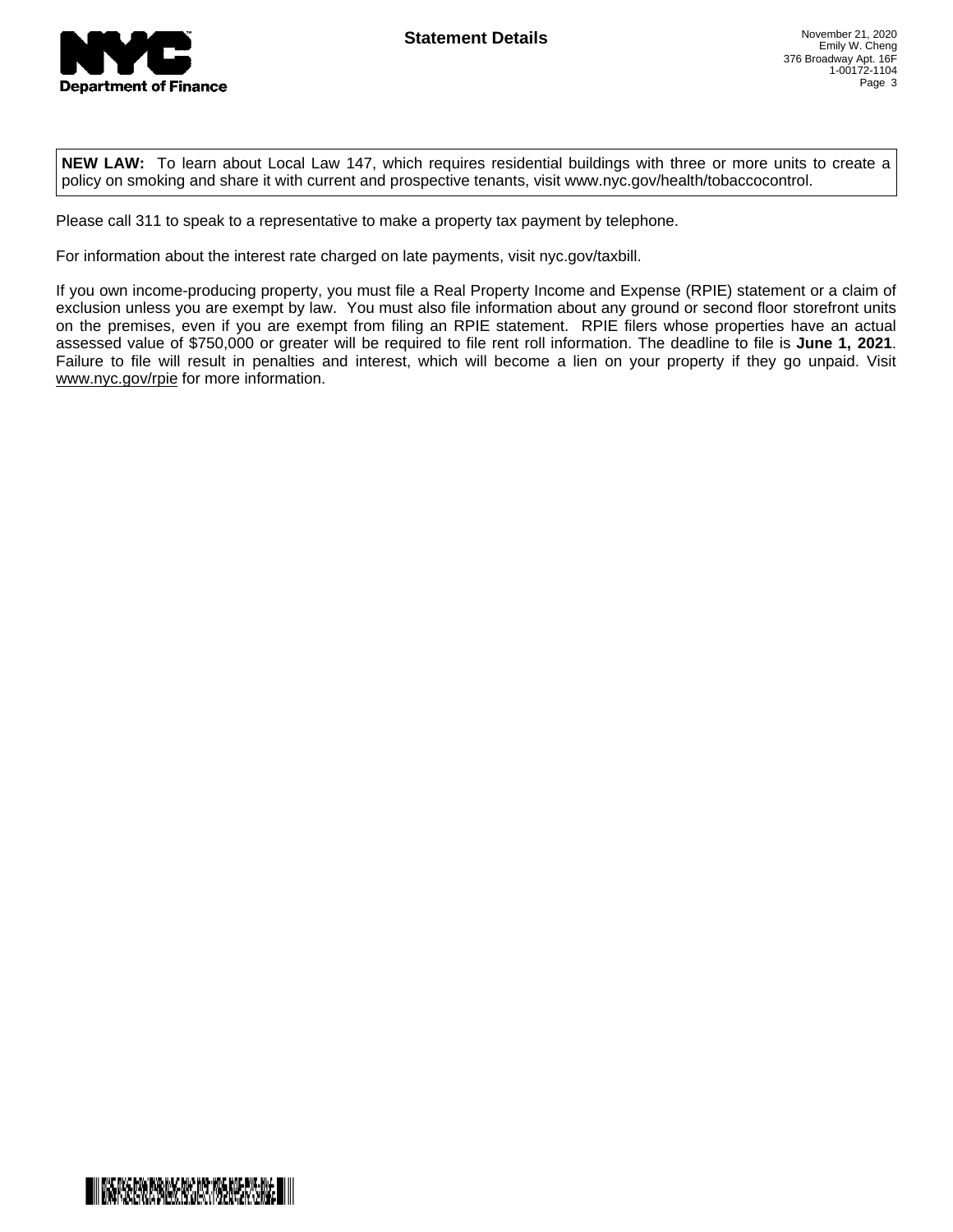**NEW LAW:** To learn about Local Law 147, which requires residential buildings with three or more units to create a policy on smoking and share it with current and prospective tenants, visit www.nyc.gov/health/tobaccocontrol.

Please call 311 to speak to a representative to make a property tax payment by telephone.

For information about the interest rate charged on late payments, visit nyc.gov/taxbill.

If you own income-producing property, you must file a Real Property Income and Expense (RPIE) statement or a claim of exclusion unless you are exempt by law. You must also file information about any ground or second floor storefront units on the premises, even if you are exempt from filing an RPIE statement. RPIE filers whose properties have an actual assessed value of $750,000 or greater will be required to file rent roll information. The deadline to file is **June 1, 2021**. Failure to file will result in penalties and interest, which will become a lien on your property if they go unpaid. Visit www.nyc.gov/rpie for more information.